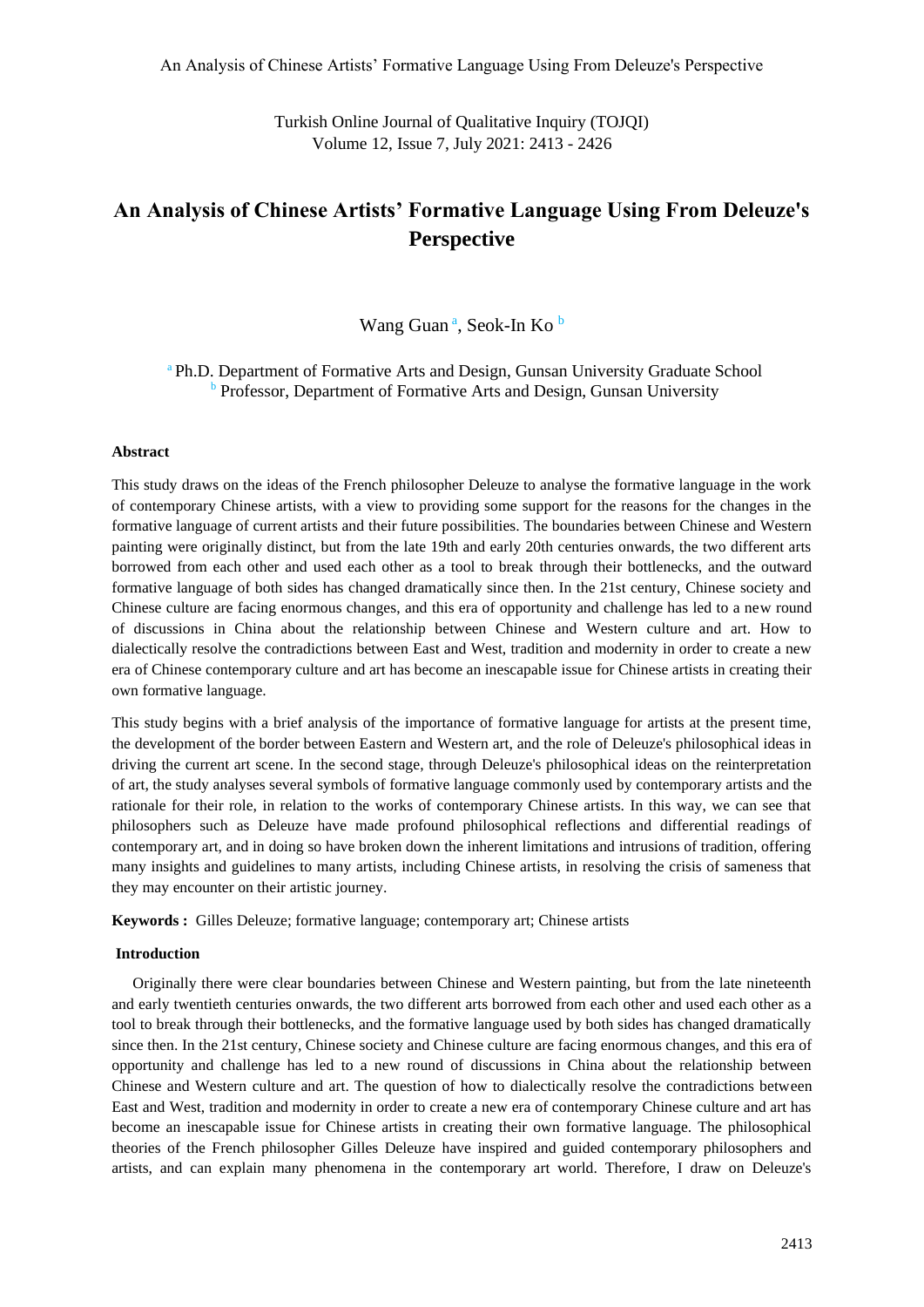# An Analysis of Chinese Artists' Formative Language Using From Deleuze's Perspective

Wang Guan [a], Seok-In Ko [b]

[a] Ph.D. Department of Formative Arts and Design, Gunsan University Graduate School
[b] Professor, Department of Formative Arts and Design, Gunsan University

**Abstract**

This study draws on the ideas of the French philosopher Deleuze to analyse the formative language in the work of contemporary Chinese artists, with a view to providing some support for the reasons for the changes in the formative language of current artists and their future possibilities. The boundaries between Chinese and Western painting were originally distinct, but from the late 19th and early 20th centuries onwards, the two different arts borrowed from each other and used each other as a tool to break through their bottlenecks, and the outward formative language of both sides has changed dramatically since then. In the 21st century, Chinese society and Chinese culture are facing enormous changes, and this era of opportunity and challenge has led to a new round of discussions in China about the relationship between Chinese and Western culture and art. How to dialectically resolve the contradictions between East and West, tradition and modernity in order to create a new era of Chinese contemporary culture and art has become an inescapable issue for Chinese artists in creating their own formative language.

This study begins with a brief analysis of the importance of formative language for artists at the present time, the development of the border between Eastern and Western art, and the role of Deleuze's philosophical ideas in driving the current art scene. In the second stage, through Deleuze's philosophical ideas on the reinterpretation of art, the study analyses several symbols of formative language commonly used by contemporary artists and the rationale for their role, in relation to the works of contemporary Chinese artists. In this way, we can see that philosophers such as Deleuze have made profound philosophical reflections and differential readings of contemporary art, and in doing so have broken down the inherent limitations and intrusions of tradition, offering many insights and guidelines to many artists, including Chinese artists, in resolving the crisis of sameness that they may encounter on their artistic journey.

**Keywords :** Gilles Deleuze; formative language; contemporary art; Chinese artists

**Introduction**

Originally there were clear boundaries between Chinese and Western painting, but from the late nineteenth and early twentieth centuries onwards, the two different arts borrowed from each other and used each other as a tool to break through their bottlenecks, and the formative language used by both sides has changed dramatically since then. In the 21st century, Chinese society and Chinese culture are facing enormous changes, and this era of opportunity and challenge has led to a new round of discussions in China about the relationship between Chinese and Western culture and art. The question of how to dialectically resolve the contradictions between East and West, tradition and modernity in order to create a new era of contemporary Chinese culture and art has become an inescapable issue for Chinese artists in creating their own formative language. The philosophical theories of the French philosopher Gilles Deleuze have inspired and guided contemporary philosophers and artists, and can explain many phenomena in the contemporary art world. Therefore, I draw on Deleuze's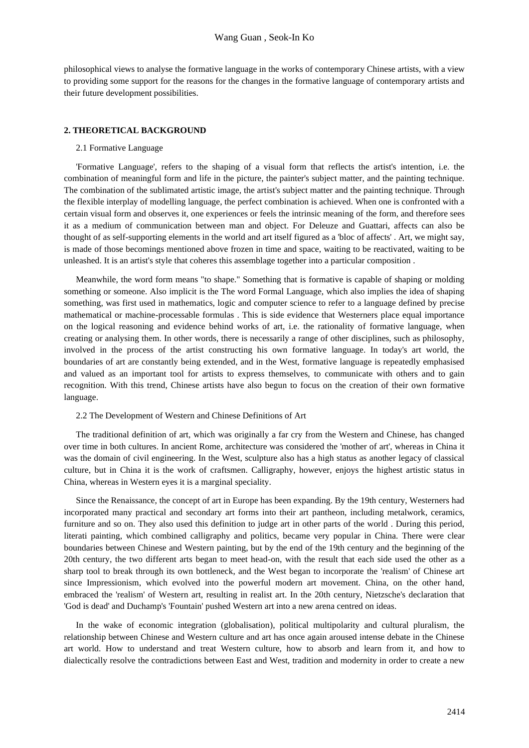philosophical views to analyse the formative language in the works of contemporary Chinese artists, with a view to providing some support for the reasons for the changes in the formative language of contemporary artists and their future development possibilities.

## 2. THEORETICAL BACKGROUND

### 2.1 Formative Language

'Formative Language', refers to the shaping of a visual form that reflects the artist's intention, i.e. the combination of meaningful form and life in the picture, the painter's subject matter, and the painting technique. The combination of the sublimated artistic image, the artist's subject matter and the painting technique. Through the flexible interplay of modelling language, the perfect combination is achieved. When one is confronted with a certain visual form and observes it, one experiences or feels the intrinsic meaning of the form, and therefore sees it as a medium of communication between man and object. For Deleuze and Guattari, affects can also be thought of as self-supporting elements in the world and art itself figured as a 'bloc of affects' . Art, we might say, is made of those becomings mentioned above frozen in time and space, waiting to be reactivated, waiting to be unleashed. It is an artist's style that coheres this assemblage together into a particular composition .

Meanwhile, the word form means "to shape." Something that is formative is capable of shaping or molding something or someone. Also implicit is the The word Formal Language, which also implies the idea of shaping something, was first used in mathematics, logic and computer science to refer to a language defined by precise mathematical or machine-processable formulas . This is side evidence that Westerners place equal importance on the logical reasoning and evidence behind works of art, i.e. the rationality of formative language, when creating or analysing them. In other words, there is necessarily a range of other disciplines, such as philosophy, involved in the process of the artist constructing his own formative language. In today's art world, the boundaries of art are constantly being extended, and in the West, formative language is repeatedly emphasised and valued as an important tool for artists to express themselves, to communicate with others and to gain recognition. With this trend, Chinese artists have also begun to focus on the creation of their own formative language.

### 2.2 The Development of Western and Chinese Definitions of Art

The traditional definition of art, which was originally a far cry from the Western and Chinese, has changed over time in both cultures. In ancient Rome, architecture was considered the 'mother of art', whereas in China it was the domain of civil engineering. In the West, sculpture also has a high status as another legacy of classical culture, but in China it is the work of craftsmen. Calligraphy, however, enjoys the highest artistic status in China, whereas in Western eyes it is a marginal speciality.

Since the Renaissance, the concept of art in Europe has been expanding. By the 19th century, Westerners had incorporated many practical and secondary art forms into their art pantheon, including metalwork, ceramics, furniture and so on. They also used this definition to judge art in other parts of the world . During this period, literati painting, which combined calligraphy and politics, became very popular in China. There were clear boundaries between Chinese and Western painting, but by the end of the 19th century and the beginning of the 20th century, the two different arts began to meet head-on, with the result that each side used the other as a sharp tool to break through its own bottleneck, and the West began to incorporate the 'realism' of Chinese art since Impressionism, which evolved into the powerful modern art movement. China, on the other hand, embraced the 'realism' of Western art, resulting in realist art. In the 20th century, Nietzsche's declaration that 'God is dead' and Duchamp's 'Fountain' pushed Western art into a new arena centred on ideas.

In the wake of economic integration (globalisation), political multipolarity and cultural pluralism, the relationship between Chinese and Western culture and art has once again aroused intense debate in the Chinese art world. How to understand and treat Western culture, how to absorb and learn from it, and how to dialectically resolve the contradictions between East and West, tradition and modernity in order to create a new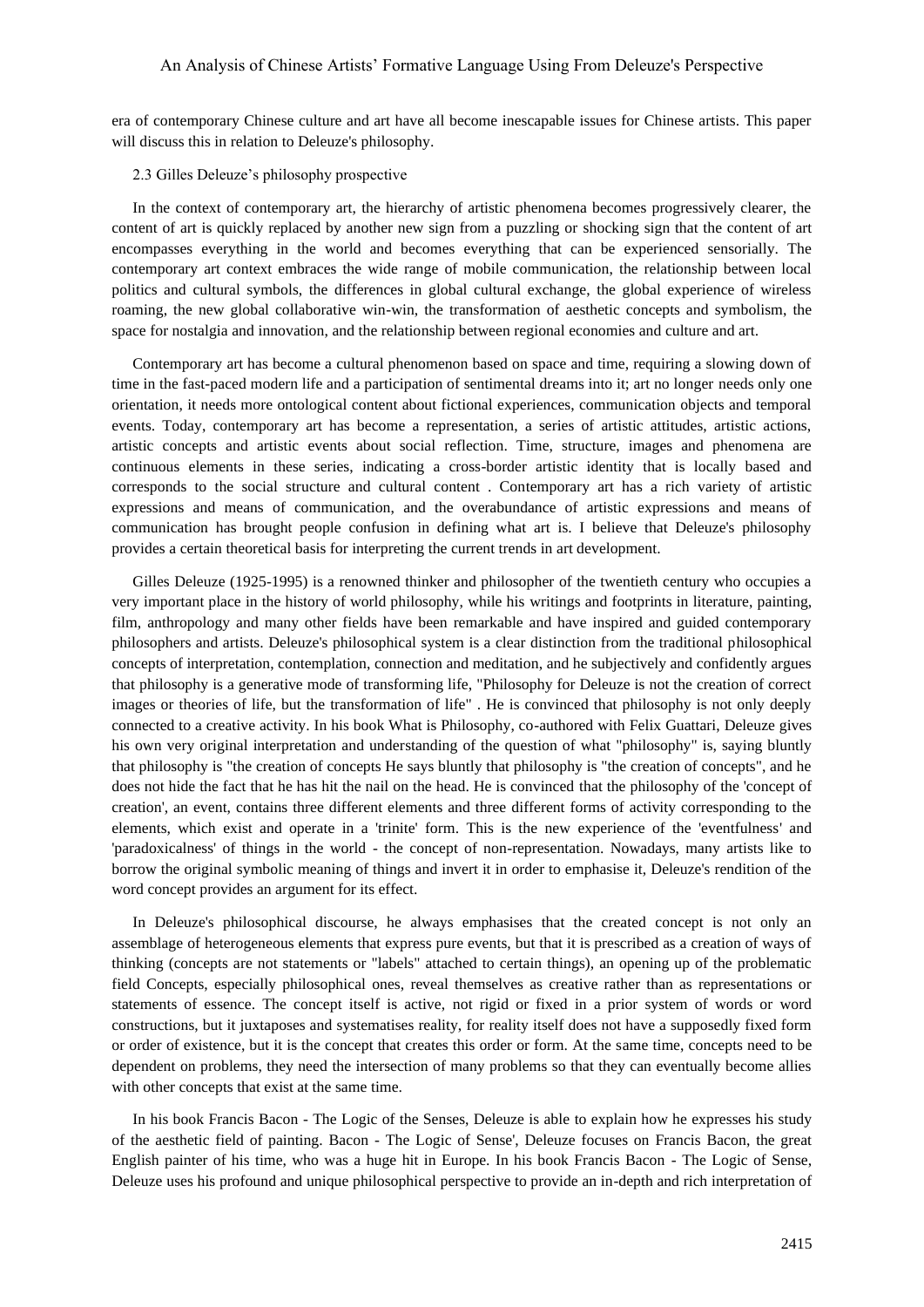era of contemporary Chinese culture and art have all become inescapable issues for Chinese artists. This paper will discuss this in relation to Deleuze's philosophy.

### 2.3 Gilles Deleuze's philosophy prospective

In the context of contemporary art, the hierarchy of artistic phenomena becomes progressively clearer, the content of art is quickly replaced by another new sign from a puzzling or shocking sign that the content of art encompasses everything in the world and becomes everything that can be experienced sensorially. The contemporary art context embraces the wide range of mobile communication, the relationship between local politics and cultural symbols, the differences in global cultural exchange, the global experience of wireless roaming, the new global collaborative win-win, the transformation of aesthetic concepts and symbolism, the space for nostalgia and innovation, and the relationship between regional economies and culture and art.

Contemporary art has become a cultural phenomenon based on space and time, requiring a slowing down of time in the fast-paced modern life and a participation of sentimental dreams into it; art no longer needs only one orientation, it needs more ontological content about fictional experiences, communication objects and temporal events. Today, contemporary art has become a representation, a series of artistic attitudes, artistic actions, artistic concepts and artistic events about social reflection. Time, structure, images and phenomena are continuous elements in these series, indicating a cross-border artistic identity that is locally based and corresponds to the social structure and cultural content . Contemporary art has a rich variety of artistic expressions and means of communication, and the overabundance of artistic expressions and means of communication has brought people confusion in defining what art is. I believe that Deleuze's philosophy provides a certain theoretical basis for interpreting the current trends in art development.

Gilles Deleuze (1925-1995) is a renowned thinker and philosopher of the twentieth century who occupies a very important place in the history of world philosophy, while his writings and footprints in literature, painting, film, anthropology and many other fields have been remarkable and have inspired and guided contemporary philosophers and artists. Deleuze's philosophical system is a clear distinction from the traditional philosophical concepts of interpretation, contemplation, connection and meditation, and he subjectively and confidently argues that philosophy is a generative mode of transforming life, "Philosophy for Deleuze is not the creation of correct images or theories of life, but the transformation of life" . He is convinced that philosophy is not only deeply connected to a creative activity. In his book What is Philosophy, co-authored with Felix Guattari, Deleuze gives his own very original interpretation and understanding of the question of what "philosophy" is, saying bluntly that philosophy is "the creation of concepts He says bluntly that philosophy is "the creation of concepts", and he does not hide the fact that he has hit the nail on the head. He is convinced that the philosophy of the 'concept of creation', an event, contains three different elements and three different forms of activity corresponding to the elements, which exist and operate in a 'trinite' form. This is the new experience of the 'eventfulness' and 'paradoxicalness' of things in the world - the concept of non-representation. Nowadays, many artists like to borrow the original symbolic meaning of things and invert it in order to emphasise it, Deleuze's rendition of the word concept provides an argument for its effect.

In Deleuze's philosophical discourse, he always emphasises that the created concept is not only an assemblage of heterogeneous elements that express pure events, but that it is prescribed as a creation of ways of thinking (concepts are not statements or "labels" attached to certain things), an opening up of the problematic field Concepts, especially philosophical ones, reveal themselves as creative rather than as representations or statements of essence. The concept itself is active, not rigid or fixed in a prior system of words or word constructions, but it juxtaposes and systematises reality, for reality itself does not have a supposedly fixed form or order of existence, but it is the concept that creates this order or form. At the same time, concepts need to be dependent on problems, they need the intersection of many problems so that they can eventually become allies with other concepts that exist at the same time.

In his book Francis Bacon - The Logic of the Senses, Deleuze is able to explain how he expresses his study of the aesthetic field of painting. Bacon - The Logic of Sense', Deleuze focuses on Francis Bacon, the great English painter of his time, who was a huge hit in Europe. In his book Francis Bacon - The Logic of Sense, Deleuze uses his profound and unique philosophical perspective to provide an in-depth and rich interpretation of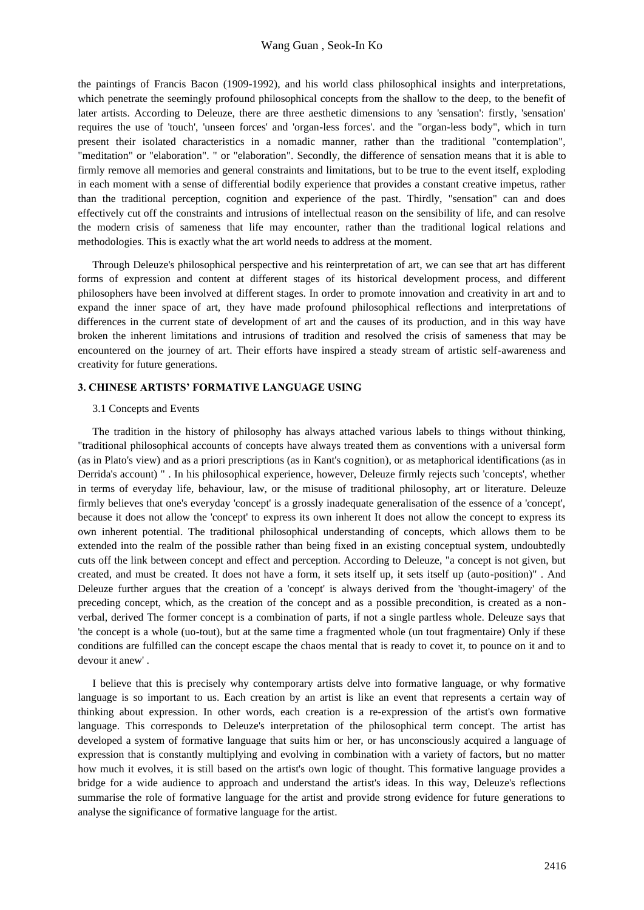the paintings of Francis Bacon (1909-1992), and his world class philosophical insights and interpretations, which penetrate the seemingly profound philosophical concepts from the shallow to the deep, to the benefit of later artists. According to Deleuze, there are three aesthetic dimensions to any 'sensation': firstly, 'sensation' requires the use of 'touch', 'unseen forces' and 'organ-less forces'. and the "organ-less body", which in turn present their isolated characteristics in a nomadic manner, rather than the traditional "contemplation", "meditation" or "elaboration". " or "elaboration". Secondly, the difference of sensation means that it is able to firmly remove all memories and general constraints and limitations, but to be true to the event itself, exploding in each moment with a sense of differential bodily experience that provides a constant creative impetus, rather than the traditional perception, cognition and experience of the past. Thirdly, "sensation" can and does effectively cut off the constraints and intrusions of intellectual reason on the sensibility of life, and can resolve the modern crisis of sameness that life may encounter, rather than the traditional logical relations and methodologies. This is exactly what the art world needs to address at the moment.

Through Deleuze's philosophical perspective and his reinterpretation of art, we can see that art has different forms of expression and content at different stages of its historical development process, and different philosophers have been involved at different stages. In order to promote innovation and creativity in art and to expand the inner space of art, they have made profound philosophical reflections and interpretations of differences in the current state of development of art and the causes of its production, and in this way have broken the inherent limitations and intrusions of tradition and resolved the crisis of sameness that may be encountered on the journey of art. Their efforts have inspired a steady stream of artistic self-awareness and creativity for future generations.

## 3. CHINESE ARTISTS' FORMATIVE LANGUAGE USING

### 3.1 Concepts and Events

The tradition in the history of philosophy has always attached various labels to things without thinking, "traditional philosophical accounts of concepts have always treated them as conventions with a universal form (as in Plato's view) and as a priori prescriptions (as in Kant's cognition), or as metaphorical identifications (as in Derrida's account) " . In his philosophical experience, however, Deleuze firmly rejects such 'concepts', whether in terms of everyday life, behaviour, law, or the misuse of traditional philosophy, art or literature. Deleuze firmly believes that one's everyday 'concept' is a grossly inadequate generalisation of the essence of a 'concept', because it does not allow the 'concept' to express its own inherent It does not allow the concept to express its own inherent potential. The traditional philosophical understanding of concepts, which allows them to be extended into the realm of the possible rather than being fixed in an existing conceptual system, undoubtedly cuts off the link between concept and effect and perception. According to Deleuze, "a concept is not given, but created, and must be created. It does not have a form, it sets itself up, it sets itself up (auto-position)" . And Deleuze further argues that the creation of a 'concept' is always derived from the 'thought-imagery' of the preceding concept, which, as the creation of the concept and as a possible precondition, is created as a non-verbal, derived The former concept is a combination of parts, if not a single partless whole. Deleuze says that 'the concept is a whole (uo-tout), but at the same time a fragmented whole (un tout fragmentaire) Only if these conditions are fulfilled can the concept escape the chaos mental that is ready to covet it, to pounce on it and to devour it anew' .

I believe that this is precisely why contemporary artists delve into formative language, or why formative language is so important to us. Each creation by an artist is like an event that represents a certain way of thinking about expression. In other words, each creation is a re-expression of the artist's own formative language. This corresponds to Deleuze's interpretation of the philosophical term concept. The artist has developed a system of formative language that suits him or her, or has unconsciously acquired a language of expression that is constantly multiplying and evolving in combination with a variety of factors, but no matter how much it evolves, it is still based on the artist's own logic of thought. This formative language provides a bridge for a wide audience to approach and understand the artist's ideas. In this way, Deleuze's reflections summarise the role of formative language for the artist and provide strong evidence for future generations to analyse the significance of formative language for the artist.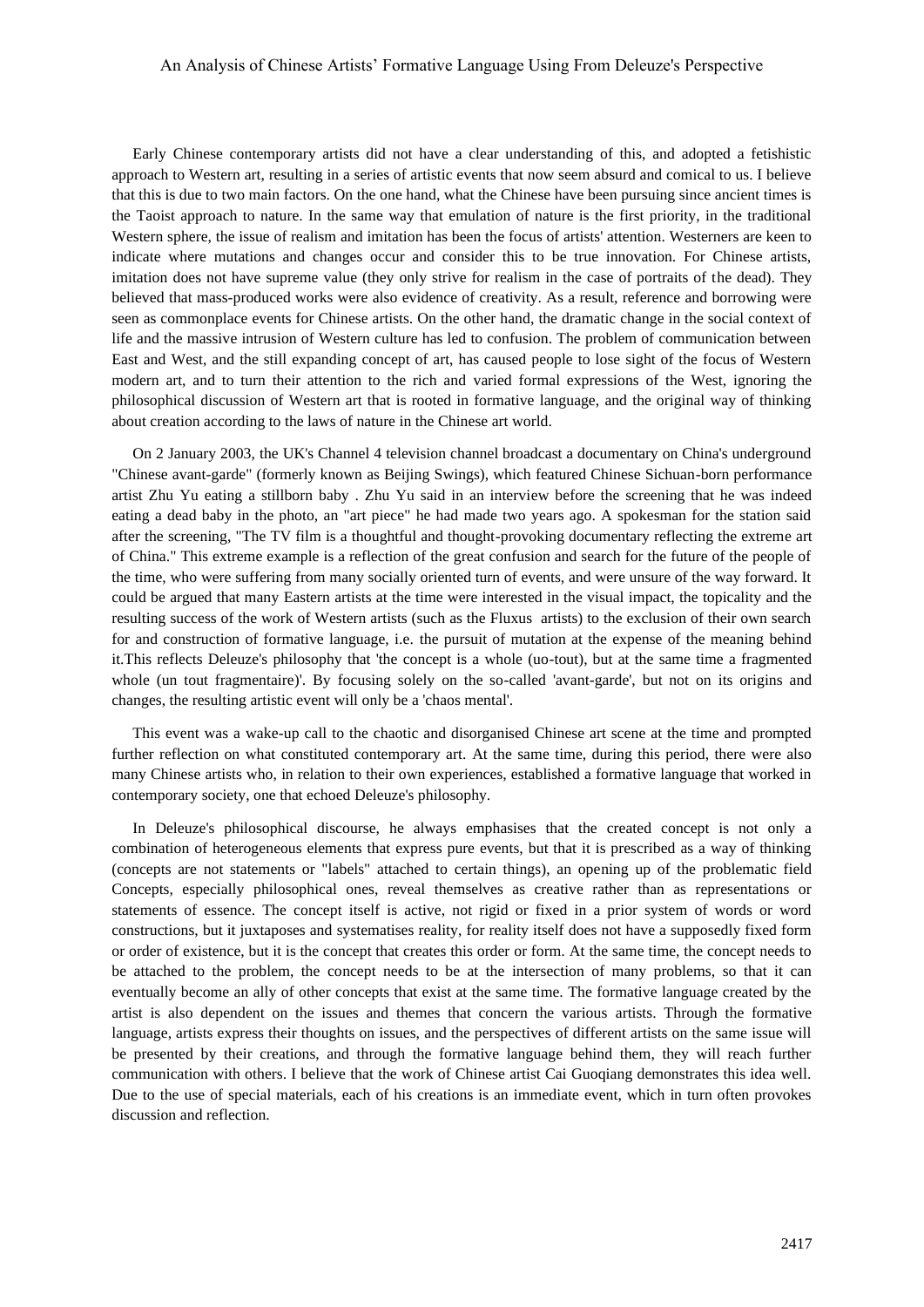Early Chinese contemporary artists did not have a clear understanding of this, and adopted a fetishistic approach to Western art, resulting in a series of artistic events that now seem absurd and comical to us. I believe that this is due to two main factors. On the one hand, what the Chinese have been pursuing since ancient times is the Taoist approach to nature. In the same way that emulation of nature is the first priority, in the traditional Western sphere, the issue of realism and imitation has been the focus of artists' attention. Westerners are keen to indicate where mutations and changes occur and consider this to be true innovation. For Chinese artists, imitation does not have supreme value (they only strive for realism in the case of portraits of the dead). They believed that mass-produced works were also evidence of creativity. As a result, reference and borrowing were seen as commonplace events for Chinese artists. On the other hand, the dramatic change in the social context of life and the massive intrusion of Western culture has led to confusion. The problem of communication between East and West, and the still expanding concept of art, has caused people to lose sight of the focus of Western modern art, and to turn their attention to the rich and varied formal expressions of the West, ignoring the philosophical discussion of Western art that is rooted in formative language, and the original way of thinking about creation according to the laws of nature in the Chinese art world.

On 2 January 2003, the UK's Channel 4 television channel broadcast a documentary on China's underground "Chinese avant-garde" (formerly known as Beijing Swings), which featured Chinese Sichuan-born performance artist Zhu Yu eating a stillborn baby . Zhu Yu said in an interview before the screening that he was indeed eating a dead baby in the photo, an "art piece" he had made two years ago. A spokesman for the station said after the screening, "The TV film is a thoughtful and thought-provoking documentary reflecting the extreme art of China." This extreme example is a reflection of the great confusion and search for the future of the people of the time, who were suffering from many socially oriented turn of events, and were unsure of the way forward. It could be argued that many Eastern artists at the time were interested in the visual impact, the topicality and the resulting success of the work of Western artists (such as the Fluxus artists) to the exclusion of their own search for and construction of formative language, i.e. the pursuit of mutation at the expense of the meaning behind it.This reflects Deleuze's philosophy that 'the concept is a whole (uo-tout), but at the same time a fragmented whole (un tout fragmentaire)'. By focusing solely on the so-called 'avant-garde', but not on its origins and changes, the resulting artistic event will only be a 'chaos mental'.

This event was a wake-up call to the chaotic and disorganised Chinese art scene at the time and prompted further reflection on what constituted contemporary art. At the same time, during this period, there were also many Chinese artists who, in relation to their own experiences, established a formative language that worked in contemporary society, one that echoed Deleuze's philosophy.

In Deleuze's philosophical discourse, he always emphasises that the created concept is not only a combination of heterogeneous elements that express pure events, but that it is prescribed as a way of thinking (concepts are not statements or "labels" attached to certain things), an opening up of the problematic field Concepts, especially philosophical ones, reveal themselves as creative rather than as representations or statements of essence. The concept itself is active, not rigid or fixed in a prior system of words or word constructions, but it juxtaposes and systematises reality, for reality itself does not have a supposedly fixed form or order of existence, but it is the concept that creates this order or form. At the same time, the concept needs to be attached to the problem, the concept needs to be at the intersection of many problems, so that it can eventually become an ally of other concepts that exist at the same time. The formative language created by the artist is also dependent on the issues and themes that concern the various artists. Through the formative language, artists express their thoughts on issues, and the perspectives of different artists on the same issue will be presented by their creations, and through the formative language behind them, they will reach further communication with others. I believe that the work of Chinese artist Cai Guoqiang demonstrates this idea well. Due to the use of special materials, each of his creations is an immediate event, which in turn often provokes discussion and reflection.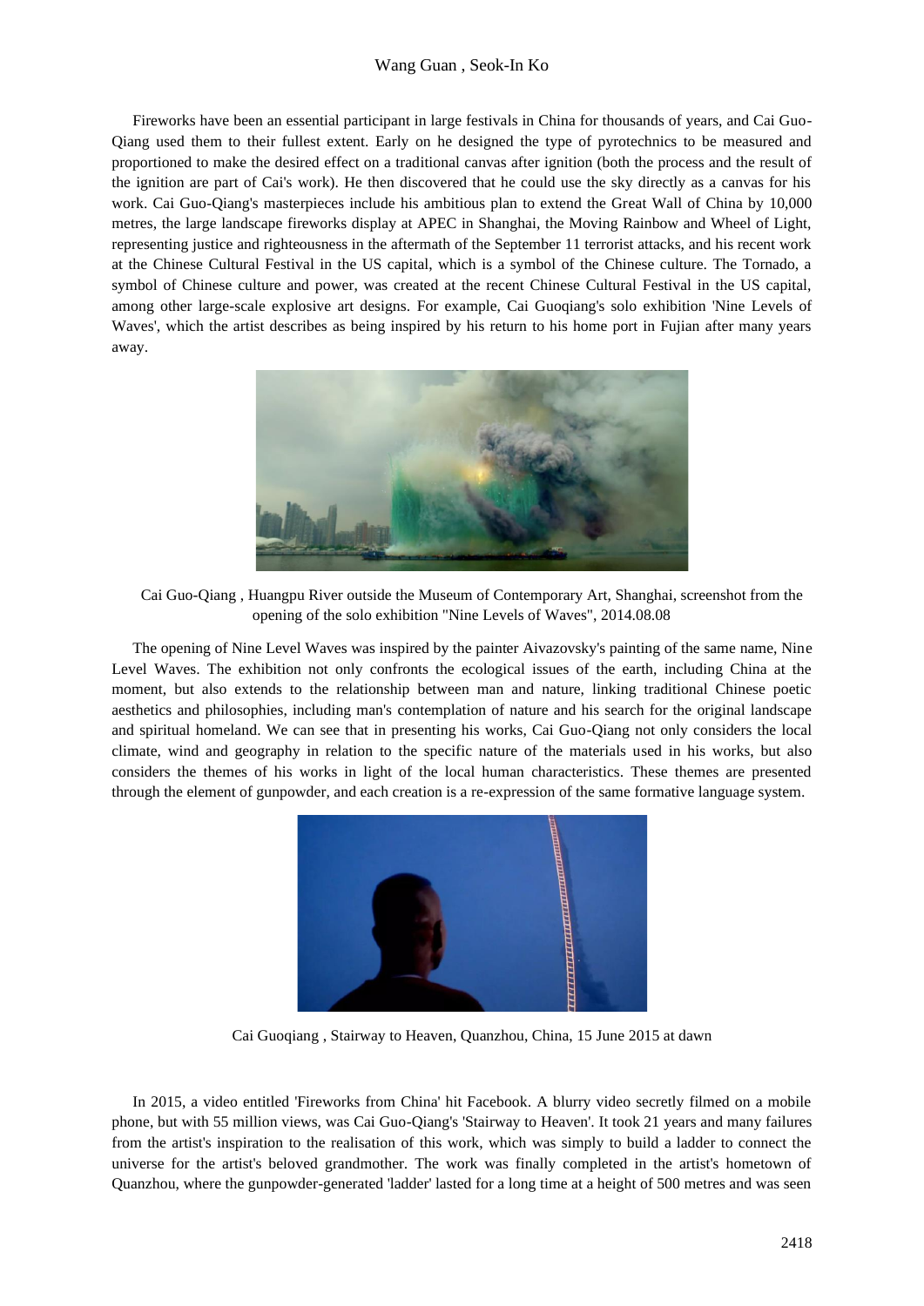Fireworks have been an essential participant in large festivals in China for thousands of years, and Cai Guo-Qiang used them to their fullest extent. Early on he designed the type of pyrotechnics to be measured and proportioned to make the desired effect on a traditional canvas after ignition (both the process and the result of the ignition are part of Cai's work). He then discovered that he could use the sky directly as a canvas for his work. Cai Guo-Qiang's masterpieces include his ambitious plan to extend the Great Wall of China by 10,000 metres, the large landscape fireworks display at APEC in Shanghai, the Moving Rainbow and Wheel of Light, representing justice and righteousness in the aftermath of the September 11 terrorist attacks, and his recent work at the Chinese Cultural Festival in the US capital, which is a symbol of the Chinese culture. The Tornado, a symbol of Chinese culture and power, was created at the recent Chinese Cultural Festival in the US capital, among other large-scale explosive art designs. For example, Cai Guoqiang's solo exhibition 'Nine Levels of Waves', which the artist describes as being inspired by his return to his home port in Fujian after many years away.

Cai Guo-Qiang , Huangpu River outside the Museum of Contemporary Art, Shanghai, screenshot from the opening of the solo exhibition "Nine Levels of Waves", 2014.08.08

The opening of Nine Level Waves was inspired by the painter Aivazovsky's painting of the same name, Nine Level Waves. The exhibition not only confronts the ecological issues of the earth, including China at the moment, but also extends to the relationship between man and nature, linking traditional Chinese poetic aesthetics and philosophies, including man's contemplation of nature and his search for the original landscape and spiritual homeland. We can see that in presenting his works, Cai Guo-Qiang not only considers the local climate, wind and geography in relation to the specific nature of the materials used in his works, but also considers the themes of his works in light of the local human characteristics. These themes are presented through the element of gunpowder, and each creation is a re-expression of the same formative language system.

Cai Guoqiang , Stairway to Heaven, Quanzhou, China, 15 June 2015 at dawn

In 2015, a video entitled 'Fireworks from China' hit Facebook. A blurry video secretly filmed on a mobile phone, but with 55 million views, was Cai Guo-Qiang's 'Stairway to Heaven'. It took 21 years and many failures from the artist's inspiration to the realisation of this work, which was simply to build a ladder to connect the universe for the artist's beloved grandmother. The work was finally completed in the artist's hometown of Quanzhou, where the gunpowder-generated 'ladder' lasted for a long time at a height of 500 metres and was seen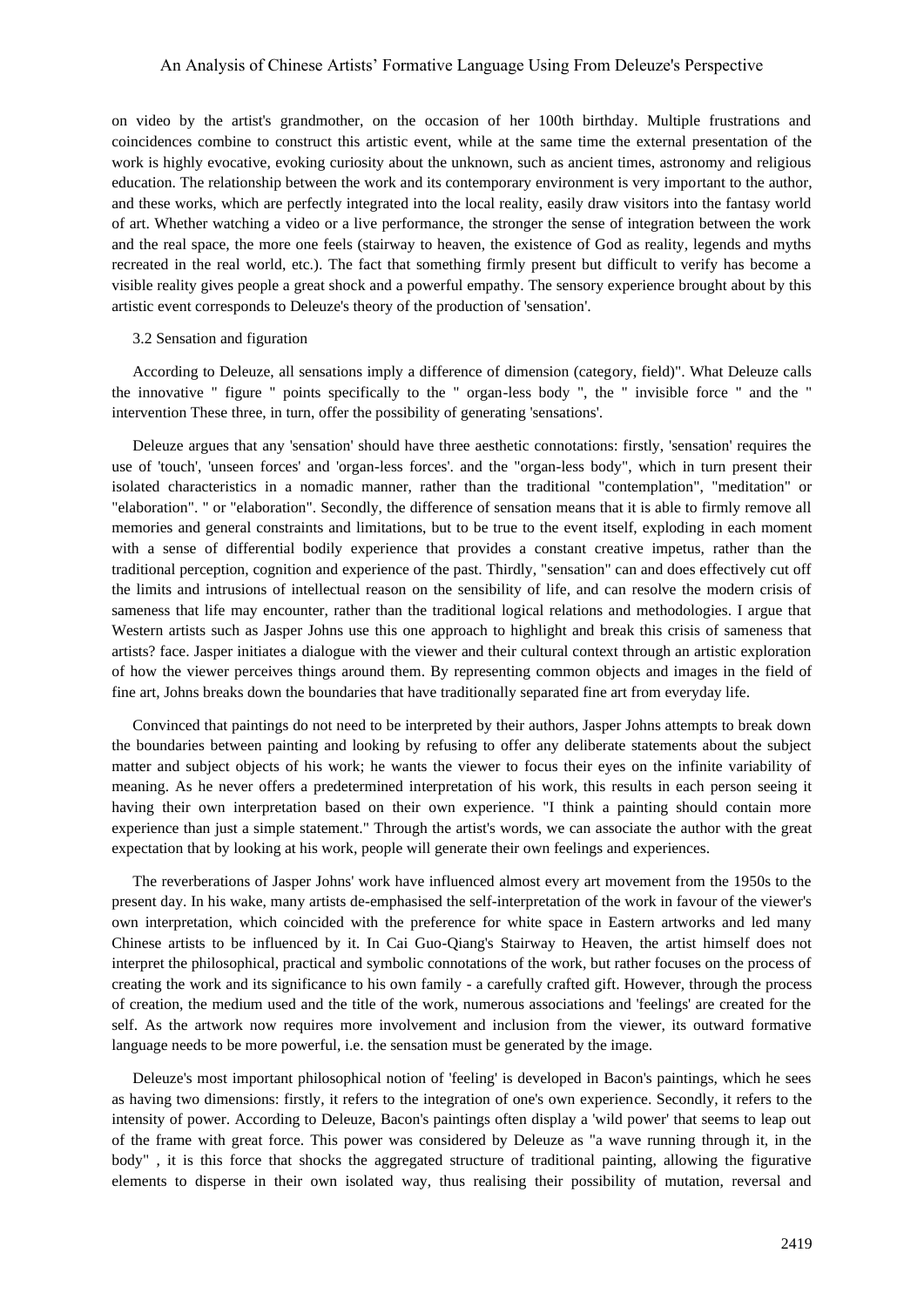on video by the artist's grandmother, on the occasion of her 100th birthday. Multiple frustrations and coincidences combine to construct this artistic event, while at the same time the external presentation of the work is highly evocative, evoking curiosity about the unknown, such as ancient times, astronomy and religious education. The relationship between the work and its contemporary environment is very important to the author, and these works, which are perfectly integrated into the local reality, easily draw visitors into the fantasy world of art. Whether watching a video or a live performance, the stronger the sense of integration between the work and the real space, the more one feels (stairway to heaven, the existence of God as reality, legends and myths recreated in the real world, etc.). The fact that something firmly present but difficult to verify has become a visible reality gives people a great shock and a powerful empathy. The sensory experience brought about by this artistic event corresponds to Deleuze's theory of the production of 'sensation'.

### 3.2 Sensation and figuration

According to Deleuze, all sensations imply a difference of dimension (category, field)". What Deleuze calls the innovative " figure " points specifically to the " organ-less body ", the " invisible force " and the " intervention These three, in turn, offer the possibility of generating 'sensations'.

Deleuze argues that any 'sensation' should have three aesthetic connotations: firstly, 'sensation' requires the use of 'touch', 'unseen forces' and 'organ-less forces'. and the "organ-less body", which in turn present their isolated characteristics in a nomadic manner, rather than the traditional "contemplation", "meditation" or "elaboration". " or "elaboration". Secondly, the difference of sensation means that it is able to firmly remove all memories and general constraints and limitations, but to be true to the event itself, exploding in each moment with a sense of differential bodily experience that provides a constant creative impetus, rather than the traditional perception, cognition and experience of the past. Thirdly, "sensation" can and does effectively cut off the limits and intrusions of intellectual reason on the sensibility of life, and can resolve the modern crisis of sameness that life may encounter, rather than the traditional logical relations and methodologies. I argue that Western artists such as Jasper Johns use this one approach to highlight and break this crisis of sameness that artists? face. Jasper initiates a dialogue with the viewer and their cultural context through an artistic exploration of how the viewer perceives things around them. By representing common objects and images in the field of fine art, Johns breaks down the boundaries that have traditionally separated fine art from everyday life.

Convinced that paintings do not need to be interpreted by their authors, Jasper Johns attempts to break down the boundaries between painting and looking by refusing to offer any deliberate statements about the subject matter and subject objects of his work; he wants the viewer to focus their eyes on the infinite variability of meaning. As he never offers a predetermined interpretation of his work, this results in each person seeing it having their own interpretation based on their own experience. "I think a painting should contain more experience than just a simple statement." Through the artist's words, we can associate the author with the great expectation that by looking at his work, people will generate their own feelings and experiences.

The reverberations of Jasper Johns' work have influenced almost every art movement from the 1950s to the present day. In his wake, many artists de-emphasised the self-interpretation of the work in favour of the viewer's own interpretation, which coincided with the preference for white space in Eastern artworks and led many Chinese artists to be influenced by it. In Cai Guo-Qiang's Stairway to Heaven, the artist himself does not interpret the philosophical, practical and symbolic connotations of the work, but rather focuses on the process of creating the work and its significance to his own family - a carefully crafted gift. However, through the process of creation, the medium used and the title of the work, numerous associations and 'feelings' are created for the self. As the artwork now requires more involvement and inclusion from the viewer, its outward formative language needs to be more powerful, i.e. the sensation must be generated by the image.

Deleuze's most important philosophical notion of 'feeling' is developed in Bacon's paintings, which he sees as having two dimensions: firstly, it refers to the integration of one's own experience. Secondly, it refers to the intensity of power. According to Deleuze, Bacon's paintings often display a 'wild power' that seems to leap out of the frame with great force. This power was considered by Deleuze as "a wave running through it, in the body" , it is this force that shocks the aggregated structure of traditional painting, allowing the figurative elements to disperse in their own isolated way, thus realising their possibility of mutation, reversal and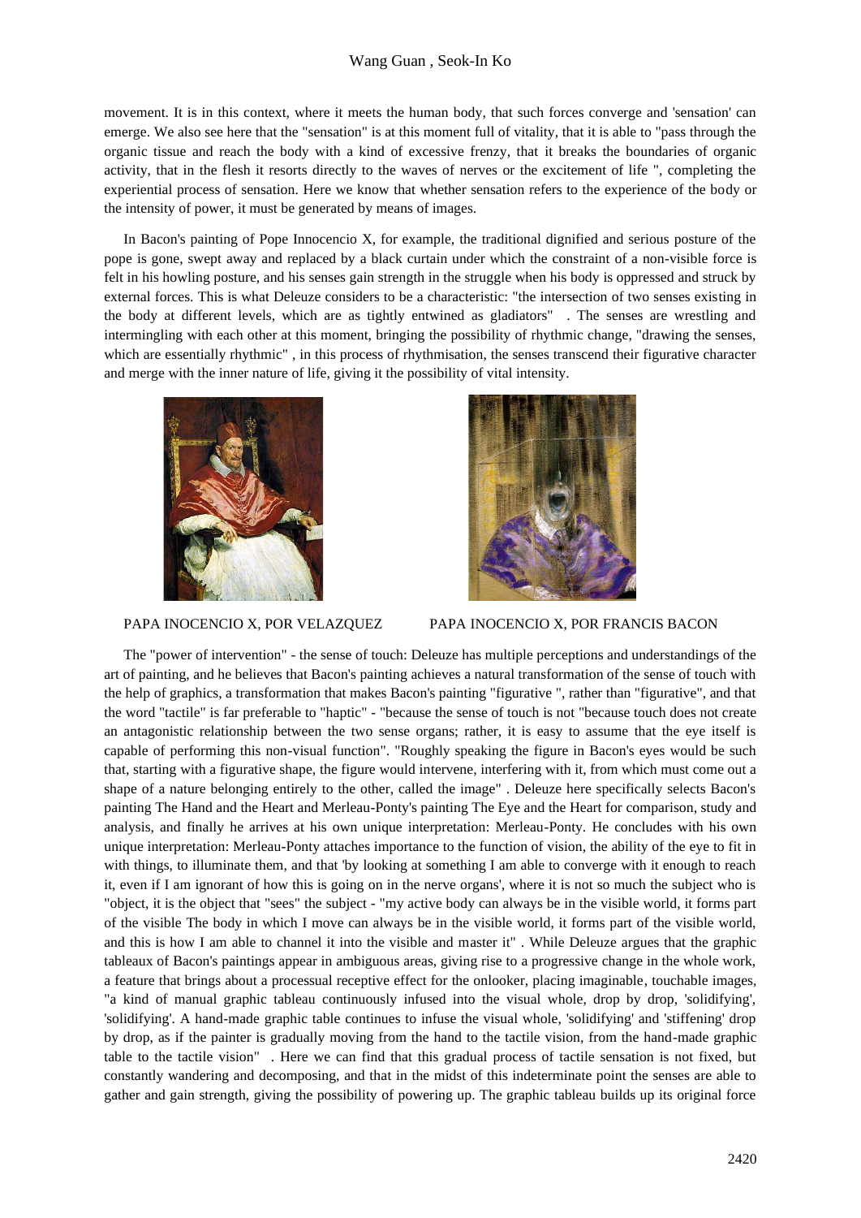movement. It is in this context, where it meets the human body, that such forces converge and 'sensation' can emerge. We also see here that the "sensation" is at this moment full of vitality, that it is able to "pass through the organic tissue and reach the body with a kind of excessive frenzy, that it breaks the boundaries of organic activity, that in the flesh it resorts directly to the waves of nerves or the excitement of life ", completing the experiential process of sensation. Here we know that whether sensation refers to the experience of the body or the intensity of power, it must be generated by means of images.

In Bacon's painting of Pope Innocencio X, for example, the traditional dignified and serious posture of the pope is gone, swept away and replaced by a black curtain under which the constraint of a non-visible force is felt in his howling posture, and his senses gain strength in the struggle when his body is oppressed and struck by external forces. This is what Deleuze considers to be a characteristic: "the intersection of two senses existing in the body at different levels, which are as tightly entwined as gladiators" . The senses are wrestling and intermingling with each other at this moment, bringing the possibility of rhythmic change, "drawing the senses, which are essentially rhythmic" , in this process of rhythmisation, the senses transcend their figurative character and merge with the inner nature of life, giving it the possibility of vital intensity.

PAPA INOCENCIO X, POR VELAZQUEZ

PAPA INOCENCIO X, POR FRANCIS BACON

The "power of intervention" - the sense of touch: Deleuze has multiple perceptions and understandings of the art of painting, and he believes that Bacon's painting achieves a natural transformation of the sense of touch with the help of graphics, a transformation that makes Bacon's painting "figurative ", rather than "figurative", and that the word "tactile" is far preferable to "haptic" - "because the sense of touch is not "because touch does not create an antagonistic relationship between the two sense organs; rather, it is easy to assume that the eye itself is capable of performing this non-visual function". "Roughly speaking the figure in Bacon's eyes would be such that, starting with a figurative shape, the figure would intervene, interfering with it, from which must come out a shape of a nature belonging entirely to the other, called the image" . Deleuze here specifically selects Bacon's painting The Hand and the Heart and Merleau-Ponty's painting The Eye and the Heart for comparison, study and analysis, and finally he arrives at his own unique interpretation: Merleau-Ponty. He concludes with his own unique interpretation: Merleau-Ponty attaches importance to the function of vision, the ability of the eye to fit in with things, to illuminate them, and that 'by looking at something I am able to converge with it enough to reach it, even if I am ignorant of how this is going on in the nerve organs', where it is not so much the subject who is "object, it is the object that "sees" the subject - "my active body can always be in the visible world, it forms part of the visible The body in which I move can always be in the visible world, it forms part of the visible world, and this is how I am able to channel it into the visible and master it" . While Deleuze argues that the graphic tableaux of Bacon's paintings appear in ambiguous areas, giving rise to a progressive change in the whole work, a feature that brings about a processual receptive effect for the onlooker, placing imaginable, touchable images, "a kind of manual graphic tableau continuously infused into the visual whole, drop by drop, 'solidifying', 'solidifying'. A hand-made graphic table continues to infuse the visual whole, 'solidifying' and 'stiffening' drop by drop, as if the painter is gradually moving from the hand to the tactile vision, from the hand-made graphic table to the tactile vision" . Here we can find that this gradual process of tactile sensation is not fixed, but constantly wandering and decomposing, and that in the midst of this indeterminate point the senses are able to gather and gain strength, giving the possibility of powering up. The graphic tableau builds up its original force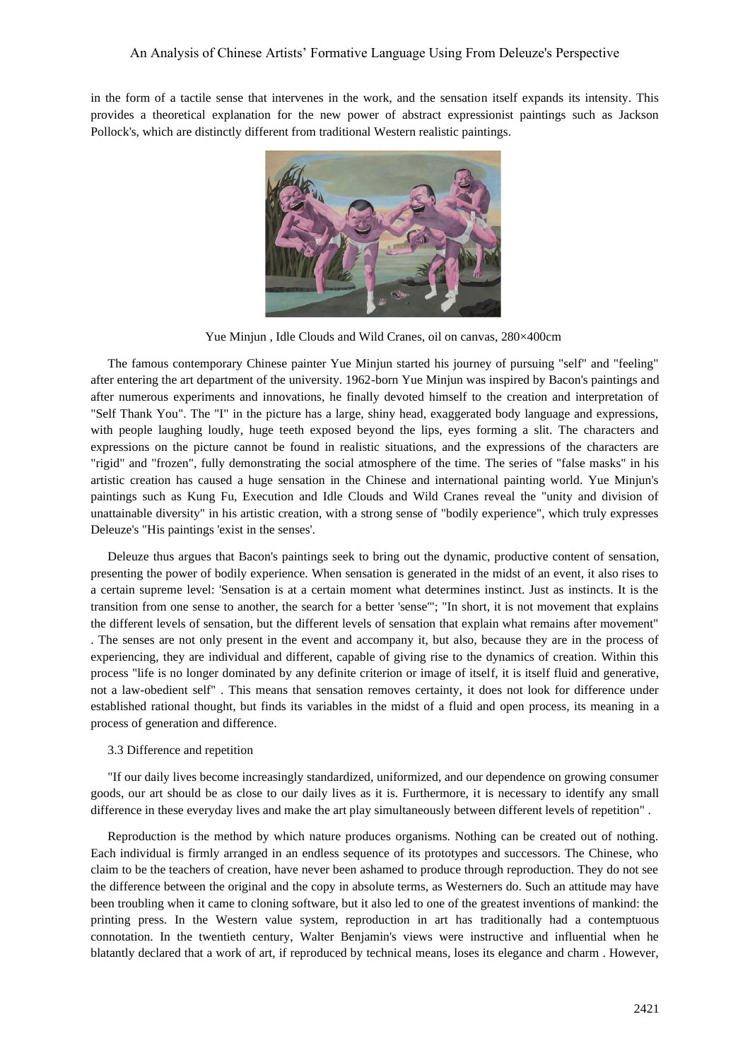in the form of a tactile sense that intervenes in the work, and the sensation itself expands its intensity. This provides a theoretical explanation for the new power of abstract expressionist paintings such as Jackson Pollock's, which are distinctly different from traditional Western realistic paintings.

Yue Minjun , Idle Clouds and Wild Cranes, oil on canvas, 280×400cm

The famous contemporary Chinese painter Yue Minjun started his journey of pursuing "self" and "feeling" after entering the art department of the university. 1962-born Yue Minjun was inspired by Bacon's paintings and after numerous experiments and innovations, he finally devoted himself to the creation and interpretation of "Self Thank You". The "I" in the picture has a large, shiny head, exaggerated body language and expressions, with people laughing loudly, huge teeth exposed beyond the lips, eyes forming a slit. The characters and expressions on the picture cannot be found in realistic situations, and the expressions of the characters are "rigid" and "frozen", fully demonstrating the social atmosphere of the time. The series of "false masks" in his artistic creation has caused a huge sensation in the Chinese and international painting world. Yue Minjun's paintings such as Kung Fu, Execution and Idle Clouds and Wild Cranes reveal the "unity and division of unattainable diversity" in his artistic creation, with a strong sense of "bodily experience", which truly expresses Deleuze's "His paintings 'exist in the senses'.

Deleuze thus argues that Bacon's paintings seek to bring out the dynamic, productive content of sensation, presenting the power of bodily experience. When sensation is generated in the midst of an event, it also rises to a certain supreme level: 'Sensation is at a certain moment what determines instinct. Just as instincts. It is the transition from one sense to another, the search for a better 'sense'"; "In short, it is not movement that explains the different levels of sensation, but the different levels of sensation that explain what remains after movement" . The senses are not only present in the event and accompany it, but also, because they are in the process of experiencing, they are individual and different, capable of giving rise to the dynamics of creation. Within this process "life is no longer dominated by any definite criterion or image of itself, it is itself fluid and generative, not a law-obedient self" . This means that sensation removes certainty, it does not look for difference under established rational thought, but finds its variables in the midst of a fluid and open process, its meaning in a process of generation and difference.

### 3.3 Difference and repetition

"If our daily lives become increasingly standardized, uniformized, and our dependence on growing consumer goods, our art should be as close to our daily lives as it is. Furthermore, it is necessary to identify any small difference in these everyday lives and make the art play simultaneously between different levels of repetition" .

Reproduction is the method by which nature produces organisms. Nothing can be created out of nothing. Each individual is firmly arranged in an endless sequence of its prototypes and successors. The Chinese, who claim to be the teachers of creation, have never been ashamed to produce through reproduction. They do not see the difference between the original and the copy in absolute terms, as Westerners do. Such an attitude may have been troubling when it came to cloning software, but it also led to one of the greatest inventions of mankind: the printing press. In the Western value system, reproduction in art has traditionally had a contemptuous connotation. In the twentieth century, Walter Benjamin's views were instructive and influential when he blatantly declared that a work of art, if reproduced by technical means, loses its elegance and charm . However,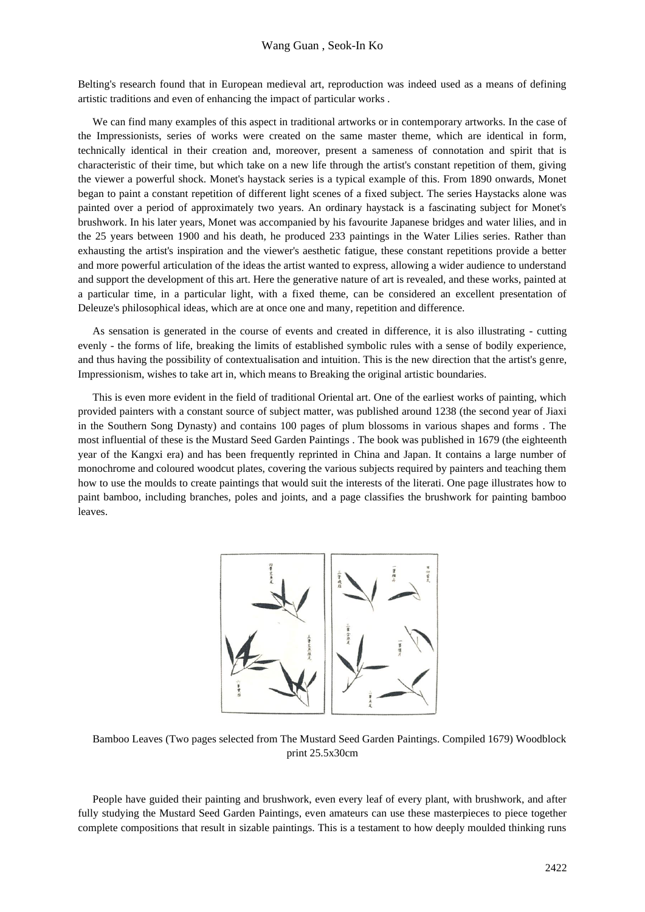Belting's research found that in European medieval art, reproduction was indeed used as a means of defining artistic traditions and even of enhancing the impact of particular works .

We can find many examples of this aspect in traditional artworks or in contemporary artworks. In the case of the Impressionists, series of works were created on the same master theme, which are identical in form, technically identical in their creation and, moreover, present a sameness of connotation and spirit that is characteristic of their time, but which take on a new life through the artist's constant repetition of them, giving the viewer a powerful shock. Monet's haystack series is a typical example of this. From 1890 onwards, Monet began to paint a constant repetition of different light scenes of a fixed subject. The series Haystacks alone was painted over a period of approximately two years. An ordinary haystack is a fascinating subject for Monet's brushwork. In his later years, Monet was accompanied by his favourite Japanese bridges and water lilies, and in the 25 years between 1900 and his death, he produced 233 paintings in the Water Lilies series. Rather than exhausting the artist's inspiration and the viewer's aesthetic fatigue, these constant repetitions provide a better and more powerful articulation of the ideas the artist wanted to express, allowing a wider audience to understand and support the development of this art. Here the generative nature of art is revealed, and these works, painted at a particular time, in a particular light, with a fixed theme, can be considered an excellent presentation of Deleuze's philosophical ideas, which are at once one and many, repetition and difference.

As sensation is generated in the course of events and created in difference, it is also illustrating - cutting evenly - the forms of life, breaking the limits of established symbolic rules with a sense of bodily experience, and thus having the possibility of contextualisation and intuition. This is the new direction that the artist's genre, Impressionism, wishes to take art in, which means to Breaking the original artistic boundaries.

This is even more evident in the field of traditional Oriental art. One of the earliest works of painting, which provided painters with a constant source of subject matter, was published around 1238 (the second year of Jiaxi in the Southern Song Dynasty) and contains 100 pages of plum blossoms in various shapes and forms . The most influential of these is the Mustard Seed Garden Paintings . The book was published in 1679 (the eighteenth year of the Kangxi era) and has been frequently reprinted in China and Japan. It contains a large number of monochrome and coloured woodcut plates, covering the various subjects required by painters and teaching them how to use the moulds to create paintings that would suit the interests of the literati. One page illustrates how to paint bamboo, including branches, poles and joints, and a page classifies the brushwork for painting bamboo leaves.

Bamboo Leaves (Two pages selected from The Mustard Seed Garden Paintings. Compiled 1679) Woodblock print 25.5x30cm

People have guided their painting and brushwork, even every leaf of every plant, with brushwork, and after fully studying the Mustard Seed Garden Paintings, even amateurs can use these masterpieces to piece together complete compositions that result in sizable paintings. This is a testament to how deeply moulded thinking runs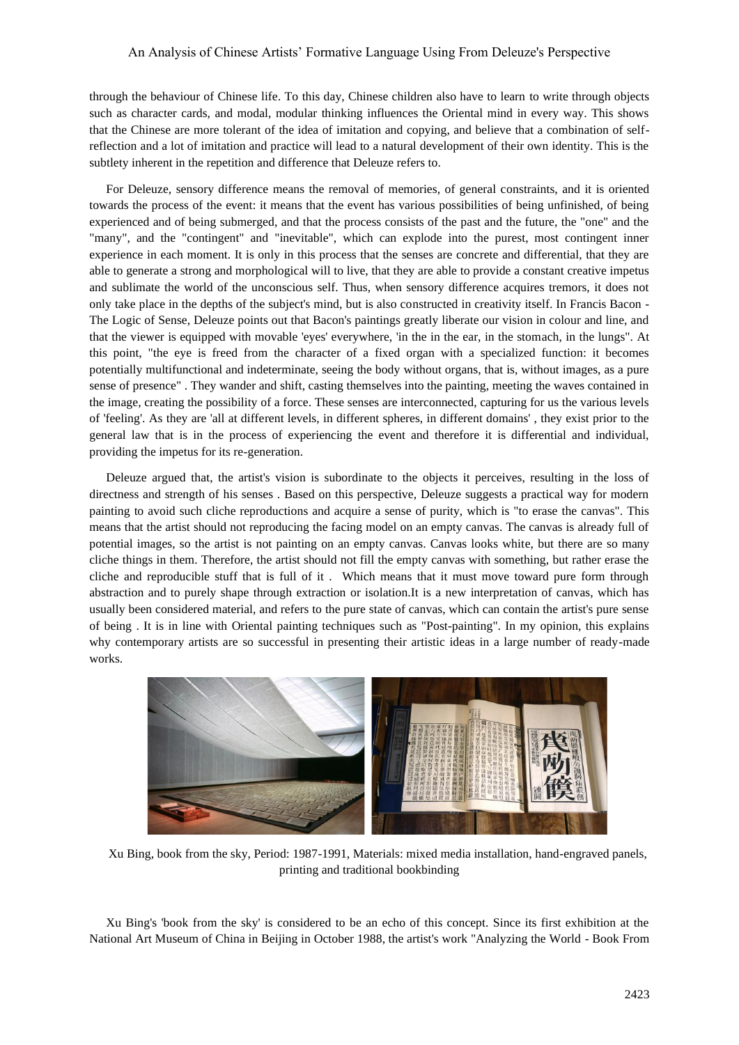through the behaviour of Chinese life. To this day, Chinese children also have to learn to write through objects such as character cards, and modal, modular thinking influences the Oriental mind in every way. This shows that the Chinese are more tolerant of the idea of imitation and copying, and believe that a combination of self-reflection and a lot of imitation and practice will lead to a natural development of their own identity. This is the subtlety inherent in the repetition and difference that Deleuze refers to.

For Deleuze, sensory difference means the removal of memories, of general constraints, and it is oriented towards the process of the event: it means that the event has various possibilities of being unfinished, of being experienced and of being submerged, and that the process consists of the past and the future, the "one" and the "many", and the "contingent" and "inevitable", which can explode into the purest, most contingent inner experience in each moment. It is only in this process that the senses are concrete and differential, that they are able to generate a strong and morphological will to live, that they are able to provide a constant creative impetus and sublimate the world of the unconscious self. Thus, when sensory difference acquires tremors, it does not only take place in the depths of the subject's mind, but is also constructed in creativity itself. In Francis Bacon - The Logic of Sense, Deleuze points out that Bacon's paintings greatly liberate our vision in colour and line, and that the viewer is equipped with movable 'eyes' everywhere, 'in the in the ear, in the stomach, in the lungs". At this point, "the eye is freed from the character of a fixed organ with a specialized function: it becomes potentially multifunctional and indeterminate, seeing the body without organs, that is, without images, as a pure sense of presence" . They wander and shift, casting themselves into the painting, meeting the waves contained in the image, creating the possibility of a force. These senses are interconnected, capturing for us the various levels of 'feeling'. As they are 'all at different levels, in different spheres, in different domains' , they exist prior to the general law that is in the process of experiencing the event and therefore it is differential and individual, providing the impetus for its re-generation.

Deleuze argued that, the artist's vision is subordinate to the objects it perceives, resulting in the loss of directness and strength of his senses . Based on this perspective, Deleuze suggests a practical way for modern painting to avoid such cliche reproductions and acquire a sense of purity, which is "to erase the canvas". This means that the artist should not reproducing the facing model on an empty canvas. The canvas is already full of potential images, so the artist is not painting on an empty canvas. Canvas looks white, but there are so many cliche things in them. Therefore, the artist should not fill the empty canvas with something, but rather erase the cliche and reproducible stuff that is full of it . Which means that it must move toward pure form through abstraction and to purely shape through extraction or isolation.It is a new interpretation of canvas, which has usually been considered material, and refers to the pure state of canvas, which can contain the artist's pure sense of being . It is in line with Oriental painting techniques such as "Post-painting". In my opinion, this explains why contemporary artists are so successful in presenting their artistic ideas in a large number of ready-made works.

Xu Bing, book from the sky, Period: 1987-1991, Materials: mixed media installation, hand-engraved panels, printing and traditional bookbinding

Xu Bing's 'book from the sky' is considered to be an echo of this concept. Since its first exhibition at the National Art Museum of China in Beijing in October 1988, the artist's work "Analyzing the World - Book From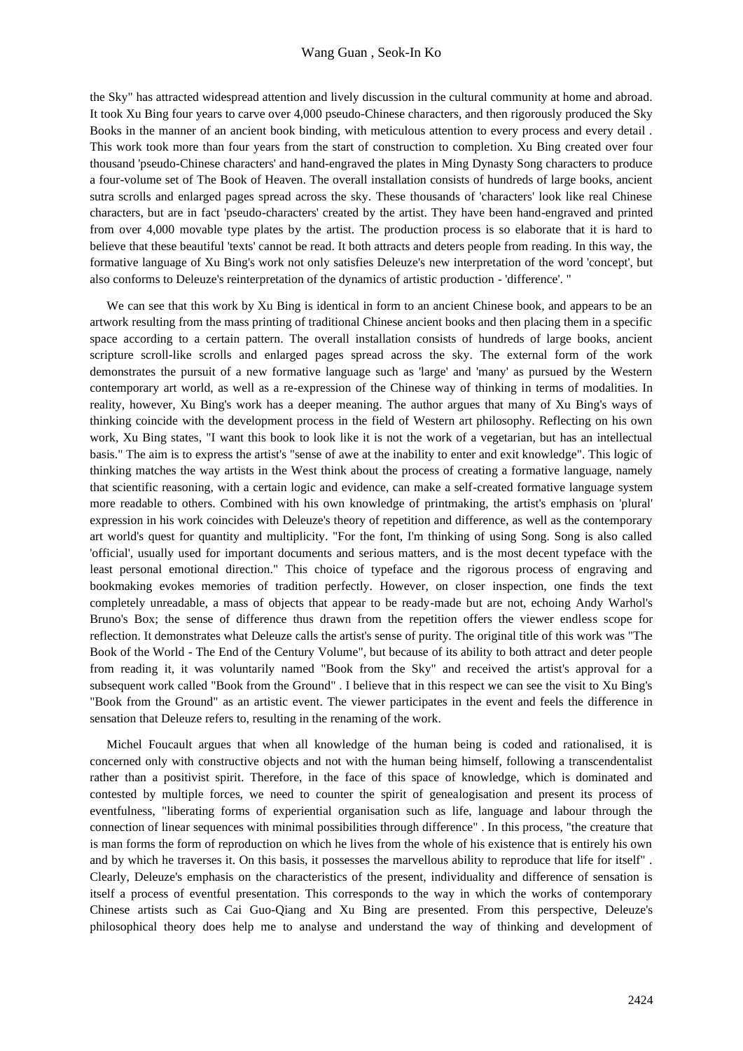the Sky" has attracted widespread attention and lively discussion in the cultural community at home and abroad. It took Xu Bing four years to carve over 4,000 pseudo-Chinese characters, and then rigorously produced the Sky Books in the manner of an ancient book binding, with meticulous attention to every process and every detail . This work took more than four years from the start of construction to completion. Xu Bing created over four thousand 'pseudo-Chinese characters' and hand-engraved the plates in Ming Dynasty Song characters to produce a four-volume set of The Book of Heaven. The overall installation consists of hundreds of large books, ancient sutra scrolls and enlarged pages spread across the sky. These thousands of 'characters' look like real Chinese characters, but are in fact 'pseudo-characters' created by the artist. They have been hand-engraved and printed from over 4,000 movable type plates by the artist. The production process is so elaborate that it is hard to believe that these beautiful 'texts' cannot be read. It both attracts and deters people from reading. In this way, the formative language of Xu Bing's work not only satisfies Deleuze's new interpretation of the word 'concept', but also conforms to Deleuze's reinterpretation of the dynamics of artistic production - 'difference'. "

We can see that this work by Xu Bing is identical in form to an ancient Chinese book, and appears to be an artwork resulting from the mass printing of traditional Chinese ancient books and then placing them in a specific space according to a certain pattern. The overall installation consists of hundreds of large books, ancient scripture scroll-like scrolls and enlarged pages spread across the sky. The external form of the work demonstrates the pursuit of a new formative language such as 'large' and 'many' as pursued by the Western contemporary art world, as well as a re-expression of the Chinese way of thinking in terms of modalities. In reality, however, Xu Bing's work has a deeper meaning. The author argues that many of Xu Bing's ways of thinking coincide with the development process in the field of Western art philosophy. Reflecting on his own work, Xu Bing states, "I want this book to look like it is not the work of a vegetarian, but has an intellectual basis." The aim is to express the artist's "sense of awe at the inability to enter and exit knowledge". This logic of thinking matches the way artists in the West think about the process of creating a formative language, namely that scientific reasoning, with a certain logic and evidence, can make a self-created formative language system more readable to others. Combined with his own knowledge of printmaking, the artist's emphasis on 'plural' expression in his work coincides with Deleuze's theory of repetition and difference, as well as the contemporary art world's quest for quantity and multiplicity. "For the font, I'm thinking of using Song. Song is also called 'official', usually used for important documents and serious matters, and is the most decent typeface with the least personal emotional direction." This choice of typeface and the rigorous process of engraving and bookmaking evokes memories of tradition perfectly. However, on closer inspection, one finds the text completely unreadable, a mass of objects that appear to be ready-made but are not, echoing Andy Warhol's Bruno's Box; the sense of difference thus drawn from the repetition offers the viewer endless scope for reflection. It demonstrates what Deleuze calls the artist's sense of purity. The original title of this work was "The Book of the World - The End of the Century Volume", but because of its ability to both attract and deter people from reading it, it was voluntarily named "Book from the Sky" and received the artist's approval for a subsequent work called "Book from the Ground" . I believe that in this respect we can see the visit to Xu Bing's "Book from the Ground" as an artistic event. The viewer participates in the event and feels the difference in sensation that Deleuze refers to, resulting in the renaming of the work.

Michel Foucault argues that when all knowledge of the human being is coded and rationalised, it is concerned only with constructive objects and not with the human being himself, following a transcendentalist rather than a positivist spirit. Therefore, in the face of this space of knowledge, which is dominated and contested by multiple forces, we need to counter the spirit of genealogisation and present its process of eventfulness, "liberating forms of experiential organisation such as life, language and labour through the connection of linear sequences with minimal possibilities through difference" . In this process, "the creature that is man forms the form of reproduction on which he lives from the whole of his existence that is entirely his own and by which he traverses it. On this basis, it possesses the marvellous ability to reproduce that life for itself" . Clearly, Deleuze's emphasis on the characteristics of the present, individuality and difference of sensation is itself a process of eventful presentation. This corresponds to the way in which the works of contemporary Chinese artists such as Cai Guo-Qiang and Xu Bing are presented. From this perspective, Deleuze's philosophical theory does help me to analyse and understand the way of thinking and development of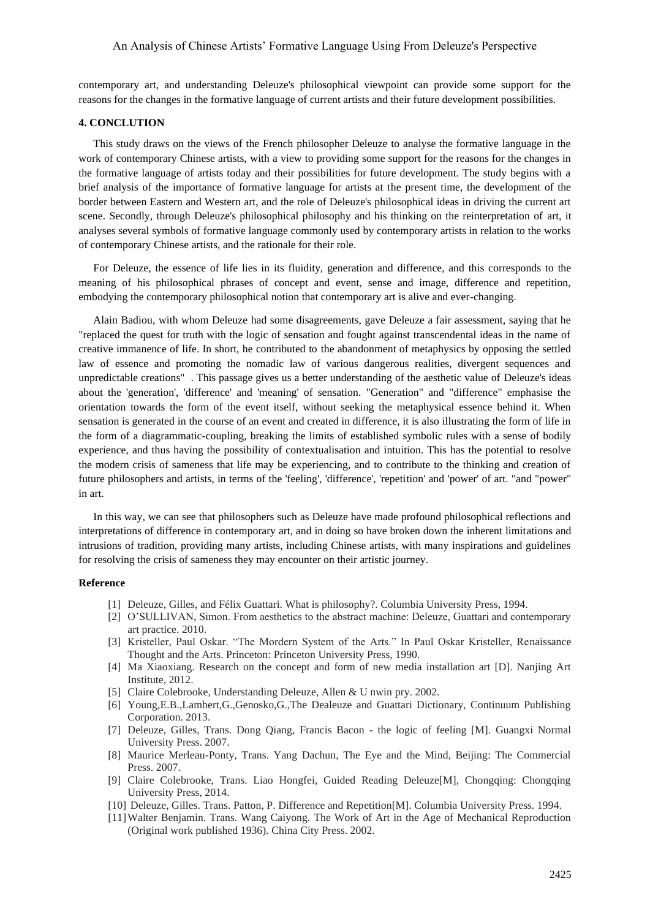contemporary art, and understanding Deleuze's philosophical viewpoint can provide some support for the reasons for the changes in the formative language of current artists and their future development possibilities.

## 4. CONCLUTION

This study draws on the views of the French philosopher Deleuze to analyse the formative language in the work of contemporary Chinese artists, with a view to providing some support for the reasons for the changes in the formative language of artists today and their possibilities for future development. The study begins with a brief analysis of the importance of formative language for artists at the present time, the development of the border between Eastern and Western art, and the role of Deleuze's philosophical ideas in driving the current art scene. Secondly, through Deleuze's philosophical philosophy and his thinking on the reinterpretation of art, it analyses several symbols of formative language commonly used by contemporary artists in relation to the works of contemporary Chinese artists, and the rationale for their role.

For Deleuze, the essence of life lies in its fluidity, generation and difference, and this corresponds to the meaning of his philosophical phrases of concept and event, sense and image, difference and repetition, embodying the contemporary philosophical notion that contemporary art is alive and ever-changing.

Alain Badiou, with whom Deleuze had some disagreements, gave Deleuze a fair assessment, saying that he "replaced the quest for truth with the logic of sensation and fought against transcendental ideas in the name of creative immanence of life. In short, he contributed to the abandonment of metaphysics by opposing the settled law of essence and promoting the nomadic law of various dangerous realities, divergent sequences and unpredictable creations" . This passage gives us a better understanding of the aesthetic value of Deleuze's ideas about the 'generation', 'difference' and 'meaning' of sensation. "Generation" and "difference" emphasise the orientation towards the form of the event itself, without seeking the metaphysical essence behind it. When sensation is generated in the course of an event and created in difference, it is also illustrating the form of life in the form of a diagrammatic-coupling, breaking the limits of established symbolic rules with a sense of bodily experience, and thus having the possibility of contextualisation and intuition. This has the potential to resolve the modern crisis of sameness that life may be experiencing, and to contribute to the thinking and creation of future philosophers and artists, in terms of the 'feeling', 'difference', 'repetition' and 'power' of art. "and "power" in art.

In this way, we can see that philosophers such as Deleuze have made profound philosophical reflections and interpretations of difference in contemporary art, and in doing so have broken down the inherent limitations and intrusions of tradition, providing many artists, including Chinese artists, with many inspirations and guidelines for resolving the crisis of sameness they may encounter on their artistic journey.

## Reference

[1] Deleuze, Gilles, and Félix Guattari. What is philosophy?. Columbia University Press, 1994.

[2] O'SULLIVAN, Simon. From aesthetics to the abstract machine: Deleuze, Guattari and contemporary art practice. 2010.

[3] Kristeller, Paul Oskar. "The Mordern System of the Arts." In Paul Oskar Kristeller, Renaissance Thought and the Arts. Princeton: Princeton University Press, 1990.

[4] Ma Xiaoxiang. Research on the concept and form of new media installation art [D]. Nanjing Art Institute, 2012.

[5] Claire Colebrooke, Understanding Deleuze, Allen & U nwin pry. 2002.

[6] Young,E.B.,Lambert,G.,Genosko,G.,The Dealeuze and Guattari Dictionary, Continuum Publishing Corporation. 2013.

[7] Deleuze, Gilles, Trans. Dong Qiang, Francis Bacon - the logic of feeling [M]. Guangxi Normal University Press. 2007.

[8] Maurice Merleau-Ponty, Trans. Yang Dachun, The Eye and the Mind, Beijing: The Commercial Press. 2007.

[9] Claire Colebrooke, Trans. Liao Hongfei, Guided Reading Deleuze[M], Chongqing: Chongqing University Press, 2014.

[10] Deleuze, Gilles. Trans. Patton, P. Difference and Repetition[M]. Columbia University Press. 1994.

[11] Walter Benjamin. Trans. Wang Caiyong. The Work of Art in the Age of Mechanical Reproduction (Original work published 1936). China City Press. 2002.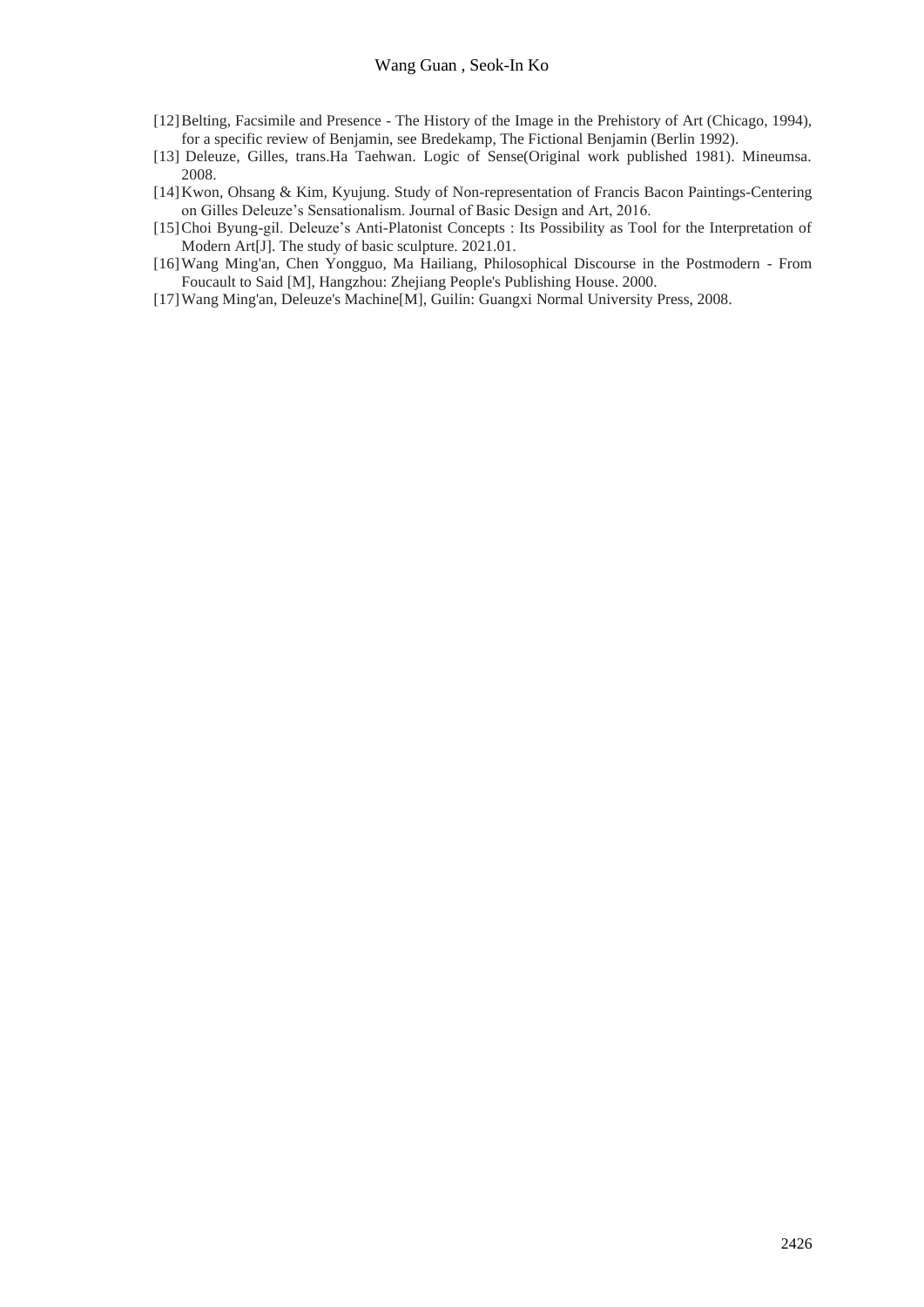[12] Belting, Facsimile and Presence - The History of the Image in the Prehistory of Art (Chicago, 1994), for a specific review of Benjamin, see Bredekamp, The Fictional Benjamin (Berlin 1992).

[13] Deleuze, Gilles, trans.Ha Taehwan. Logic of Sense(Original work published 1981). Mineumsa. 2008.

[14] Kwon, Ohsang & Kim, Kyujung. Study of Non-representation of Francis Bacon Paintings-Centering on Gilles Deleuze's Sensationalism. Journal of Basic Design and Art, 2016.

[15] Choi Byung-gil. Deleuze's Anti-Platonist Concepts : Its Possibility as Tool for the Interpretation of Modern Art[J]. The study of basic sculpture. 2021.01.

[16] Wang Ming'an, Chen Yongguo, Ma Hailiang, Philosophical Discourse in the Postmodern - From Foucault to Said [M], Hangzhou: Zhejiang People's Publishing House. 2000.

[17] Wang Ming'an, Deleuze's Machine[M], Guilin: Guangxi Normal University Press, 2008.